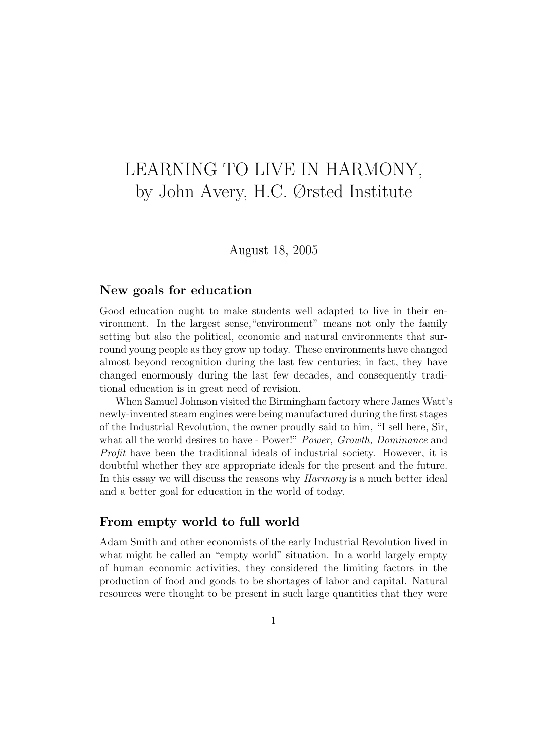# LEARNING TO LIVE IN HARMONY, by John Avery, H.C. Ørsted Institute

August 18, 2005

## New goals for education

Good education ought to make students well adapted to live in their environment. In the largest sense, "environment" means not only the family setting but also the political, economic and natural environments that surround young people as they grow up today. These environments have changed almost beyond recognition during the last few centuries; in fact, they have changed enormously during the last few decades, and consequently traditional education is in great need of revision.

When Samuel Johnson visited the Birmingham factory where James Watt's newly-invented steam engines were being manufactured during the first stages of the Industrial Revolution, the owner proudly said to him, "I sell here, Sir, what all the world desires to have - Power!" *Power, Growth, Dominance* and *Profit* have been the traditional ideals of industrial society. However, it is doubtful whether they are appropriate ideals for the present and the future. In this essay we will discuss the reasons why *Harmony* is a much better ideal and a better goal for education in the world of today.

## From empty world to full world

Adam Smith and other economists of the early Industrial Revolution lived in what might be called an "empty world" situation. In a world largely empty of human economic activities, they considered the limiting factors in the production of food and goods to be shortages of labor and capital. Natural resources were thought to be present in such large quantities that they were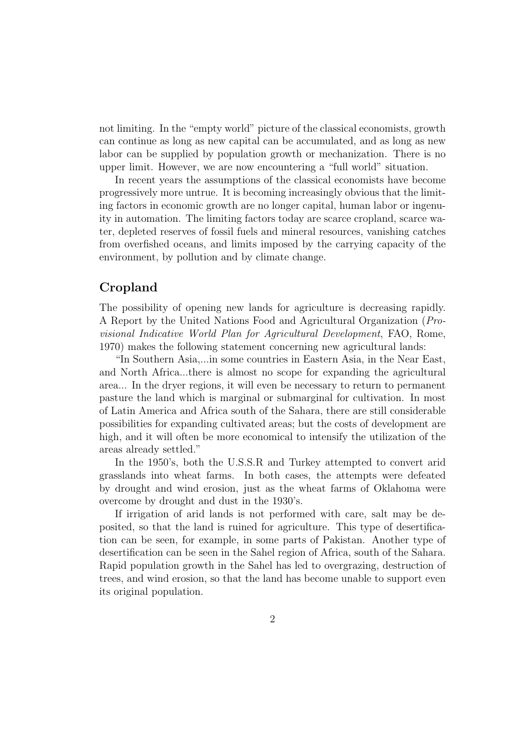not limiting. In the "empty world" picture of the classical economists, growth can continue as long as new capital can be accumulated, and as long as new labor can be supplied by population growth or mechanization. There is no upper limit. However, we are now encountering a "full world" situation.

In recent years the assumptions of the classical economists have become progressively more untrue. It is becoming increasingly obvious that the limiting factors in economic growth are no longer capital, human labor or ingenuity in automation. The limiting factors today are scarce cropland, scarce water, depleted reserves of fossil fuels and mineral resources, vanishing catches from overfished oceans, and limits imposed by the carrying capacity of the environment, by pollution and by climate change.

## Cropland

The possibility of opening new lands for agriculture is decreasing rapidly. A Report by the United Nations Food and Agricultural Organization (*Provisional Indicative World Plan for Agricultural Development*, FAO, Rome, 1970) makes the following statement concerning new agricultural lands:

"In Southern Asia,...in some countries in Eastern Asia, in the Near East, and North Africa...there is almost no scope for expanding the agricultural area... In the dryer regions, it will even be necessary to return to permanent pasture the land which is marginal or submarginal for cultivation. In most of Latin America and Africa south of the Sahara, there are still considerable possibilities for expanding cultivated areas; but the costs of development are high, and it will often be more economical to intensify the utilization of the areas already settled."

In the 1950's, both the U.S.S.R and Turkey attempted to convert arid grasslands into wheat farms. In both cases, the attempts were defeated by drought and wind erosion, just as the wheat farms of Oklahoma were overcome by drought and dust in the 1930's.

If irrigation of arid lands is not performed with care, salt may be deposited, so that the land is ruined for agriculture. This type of desertification can be seen, for example, in some parts of Pakistan. Another type of desertification can be seen in the Sahel region of Africa, south of the Sahara. Rapid population growth in the Sahel has led to overgrazing, destruction of trees, and wind erosion, so that the land has become unable to support even its original population.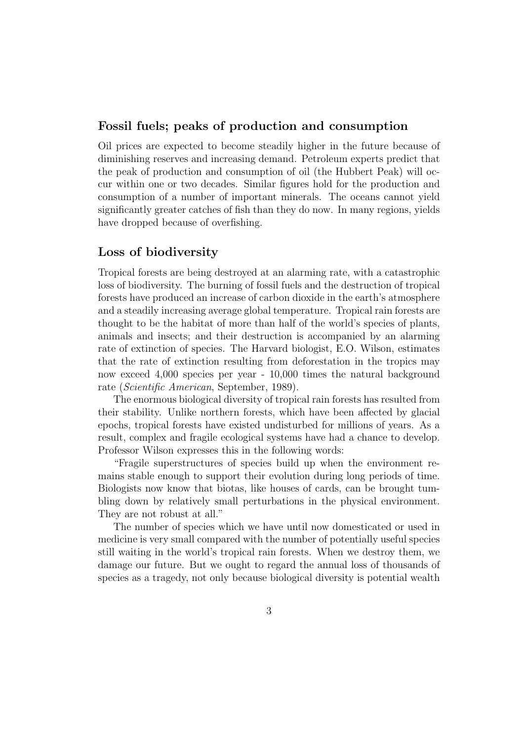## Fossil fuels; peaks of production and consumption

Oil prices are expected to become steadily higher in the future because of diminishing reserves and increasing demand. Petroleum experts predict that the peak of production and consumption of oil (the Hubbert Peak) will occur within one or two decades. Similar figures hold for the production and consumption of a number of important minerals. The oceans cannot yield significantly greater catches of fish than they do now. In many regions, yields have dropped because of overfishing.

## Loss of biodiversity

Tropical forests are being destroyed at an alarming rate, with a catastrophic loss of biodiversity. The burning of fossil fuels and the destruction of tropical forests have produced an increase of carbon dioxide in the earth's atmosphere and a steadily increasing average global temperature. Tropical rain forests are thought to be the habitat of more than half of the world's species of plants, animals and insects; and their destruction is accompanied by an alarming rate of extinction of species. The Harvard biologist, E.O. Wilson, estimates that the rate of extinction resulting from deforestation in the tropics may now exceed 4,000 species per year - 10,000 times the natural background rate (*Scientific American*, September, 1989).

The enormous biological diversity of tropical rain forests has resulted from their stability. Unlike northern forests, which have been affected by glacial epochs, tropical forests have existed undisturbed for millions of years. As a result, complex and fragile ecological systems have had a chance to develop. Professor Wilson expresses this in the following words:

"Fragile superstructures of species build up when the environment remains stable enough to support their evolution during long periods of time. Biologists now know that biotas, like houses of cards, can be brought tumbling down by relatively small perturbations in the physical environment. They are not robust at all."

The number of species which we have until now domesticated or used in medicine is very small compared with the number of potentially useful species still waiting in the world's tropical rain forests. When we destroy them, we damage our future. But we ought to regard the annual loss of thousands of species as a tragedy, not only because biological diversity is potential wealth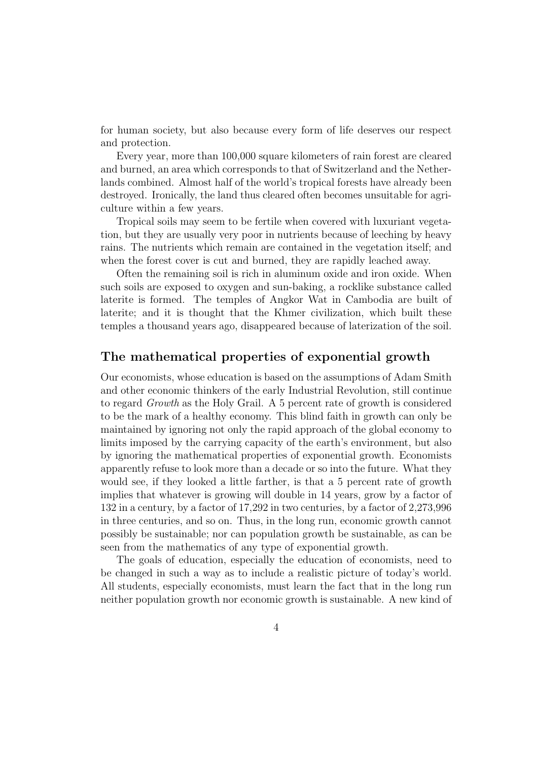for human society, but also because every form of life deserves our respect and protection.

Every year, more than 100,000 square kilometers of rain forest are cleared and burned, an area which corresponds to that of Switzerland and the Netherlands combined. Almost half of the world's tropical forests have already been destroyed. Ironically, the land thus cleared often becomes unsuitable for agriculture within a few years.

Tropical soils may seem to be fertile when covered with luxuriant vegetation, but they are usually very poor in nutrients because of leeching by heavy rains. The nutrients which remain are contained in the vegetation itself; and when the forest cover is cut and burned, they are rapidly leached away.

Often the remaining soil is rich in aluminum oxide and iron oxide. When such soils are exposed to oxygen and sun-baking, a rocklike substance called laterite is formed. The temples of Angkor Wat in Cambodia are built of laterite; and it is thought that the Khmer civilization, which built these temples a thousand years ago, disappeared because of laterization of the soil.

## The mathematical properties of exponential growth

Our economists, whose education is based on the assumptions of Adam Smith and other economic thinkers of the early Industrial Revolution, still continue to regard *Growth* as the Holy Grail. A 5 percent rate of growth is considered to be the mark of a healthy economy. This blind faith in growth can only be maintained by ignoring not only the rapid approach of the global economy to limits imposed by the carrying capacity of the earth's environment, but also by ignoring the mathematical properties of exponential growth. Economists apparently refuse to look more than a decade or so into the future. What they would see, if they looked a little farther, is that a 5 percent rate of growth implies that whatever is growing will double in 14 years, grow by a factor of 132 in a century, by a factor of 17,292 in two centuries, by a factor of 2,273,996 in three centuries, and so on. Thus, in the long run, economic growth cannot possibly be sustainable; nor can population growth be sustainable, as can be seen from the mathematics of any type of exponential growth.

The goals of education, especially the education of economists, need to be changed in such a way as to include a realistic picture of today's world. All students, especially economists, must learn the fact that in the long run neither population growth nor economic growth is sustainable. A new kind of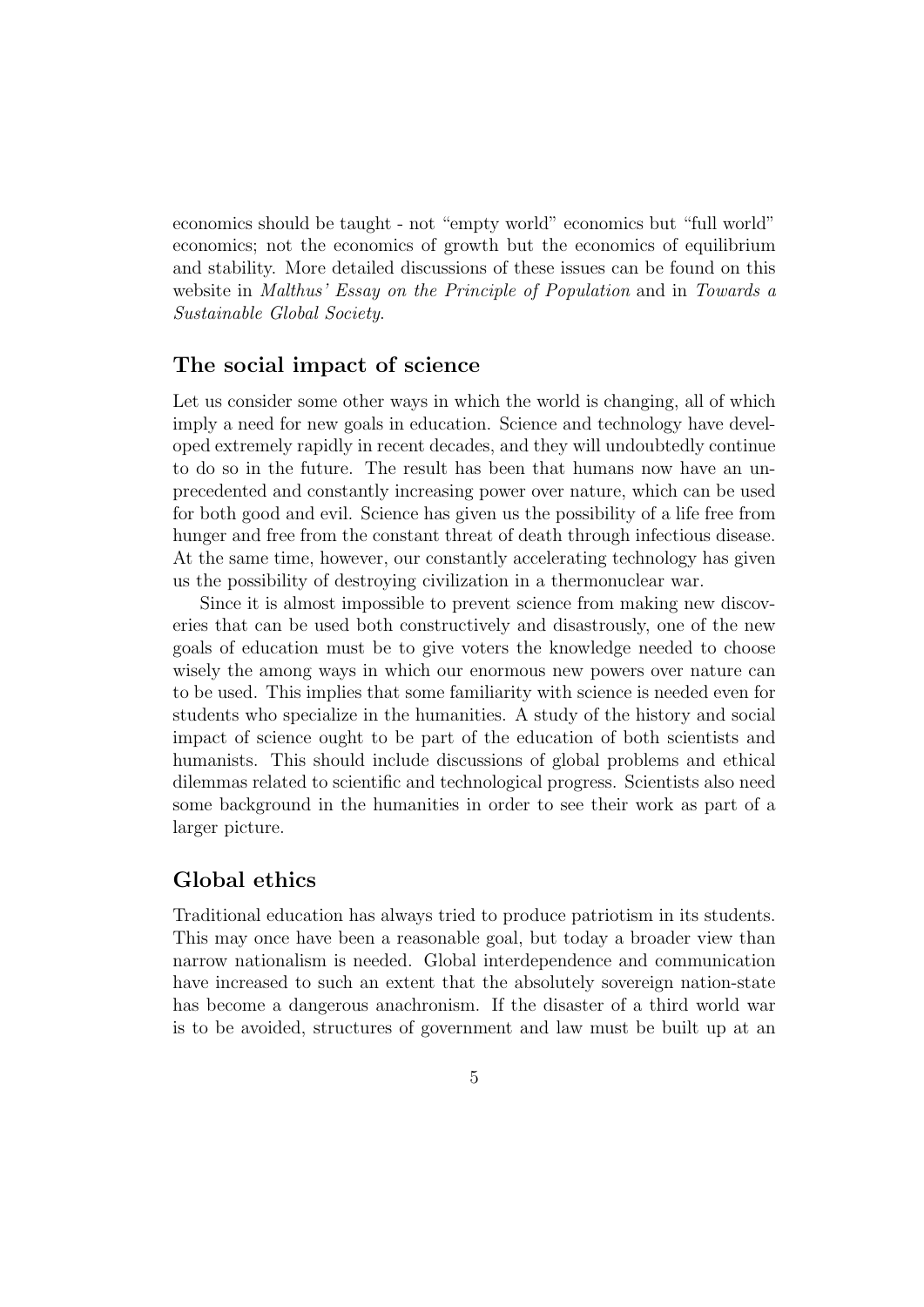economics should be taught - not "empty world" economics but "full world" economics; not the economics of growth but the economics of equilibrium and stability. More detailed discussions of these issues can be found on this website in *Malthus' Essay on the Principle of Population* and in *Towards a Sustainable Global Society*.

## The social impact of science

Let us consider some other ways in which the world is changing, all of which imply a need for new goals in education. Science and technology have developed extremely rapidly in recent decades, and they will undoubtedly continue to do so in the future. The result has been that humans now have an unprecedented and constantly increasing power over nature, which can be used for both good and evil. Science has given us the possibility of a life free from hunger and free from the constant threat of death through infectious disease. At the same time, however, our constantly accelerating technology has given us the possibility of destroying civilization in a thermonuclear war.

Since it is almost impossible to prevent science from making new discoveries that can be used both constructively and disastrously, one of the new goals of education must be to give voters the knowledge needed to choose wisely the among ways in which our enormous new powers over nature can to be used. This implies that some familiarity with science is needed even for students who specialize in the humanities. A study of the history and social impact of science ought to be part of the education of both scientists and humanists. This should include discussions of global problems and ethical dilemmas related to scientific and technological progress. Scientists also need some background in the humanities in order to see their work as part of a larger picture.

## Global ethics

Traditional education has always tried to produce patriotism in its students. This may once have been a reasonable goal, but today a broader view than narrow nationalism is needed. Global interdependence and communication have increased to such an extent that the absolutely sovereign nation-state has become a dangerous anachronism. If the disaster of a third world war is to be avoided, structures of government and law must be built up at an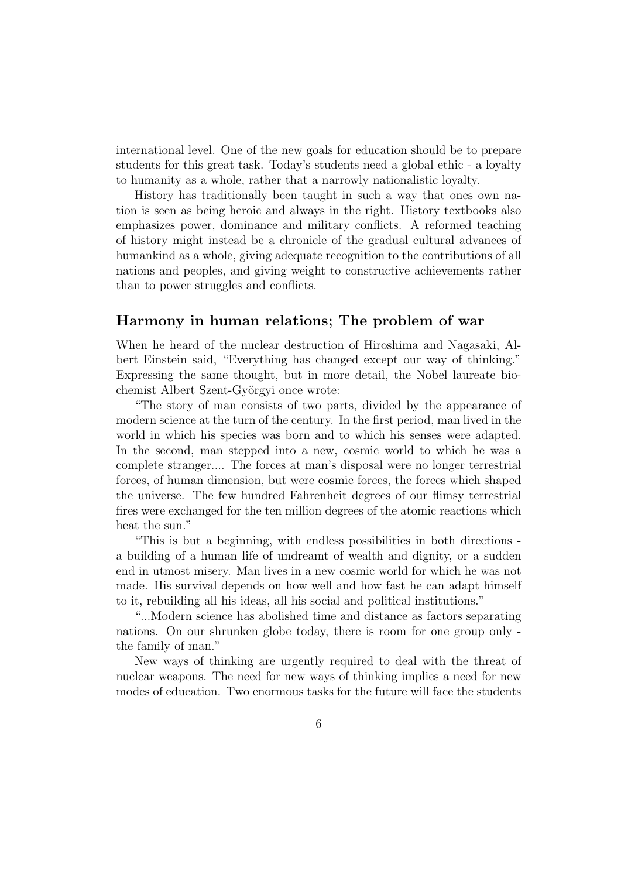international level. One of the new goals for education should be to prepare students for this great task. Today's students need a global ethic - a loyalty to humanity as a whole, rather that a narrowly nationalistic loyalty.

History has traditionally been taught in such a way that ones own nation is seen as being heroic and always in the right. History textbooks also emphasizes power, dominance and military conflicts. A reformed teaching of history might instead be a chronicle of the gradual cultural advances of humankind as a whole, giving adequate recognition to the contributions of all nations and peoples, and giving weight to constructive achievements rather than to power struggles and conflicts.

## Harmony in human relations; The problem of war

When he heard of the nuclear destruction of Hiroshima and Nagasaki, Albert Einstein said, "Everything has changed except our way of thinking." Expressing the same thought, but in more detail, the Nobel laureate biochemist Albert Szent-Györgyi once wrote:

"The story of man consists of two parts, divided by the appearance of modern science at the turn of the century. In the first period, man lived in the world in which his species was born and to which his senses were adapted. In the second, man stepped into a new, cosmic world to which he was a complete stranger.... The forces at man's disposal were no longer terrestrial forces, of human dimension, but were cosmic forces, the forces which shaped the universe. The few hundred Fahrenheit degrees of our flimsy terrestrial fires were exchanged for the ten million degrees of the atomic reactions which heat the sun."

"This is but a beginning, with endless possibilities in both directions - a building of a human life of undreamt of wealth and dignity, or a sudden end in utmost misery. Man lives in a new cosmic world for which he was not made. His survival depends on how well and how fast he can adapt himself to it, rebuilding all his ideas, all his social and political institutions."

"...Modern science has abolished time and distance as factors separating nations. On our shrunken globe today, there is room for one group only - the family of man."

New ways of thinking are urgently required to deal with the threat of nuclear weapons. The need for new ways of thinking implies a need for new modes of education. Two enormous tasks for the future will face the students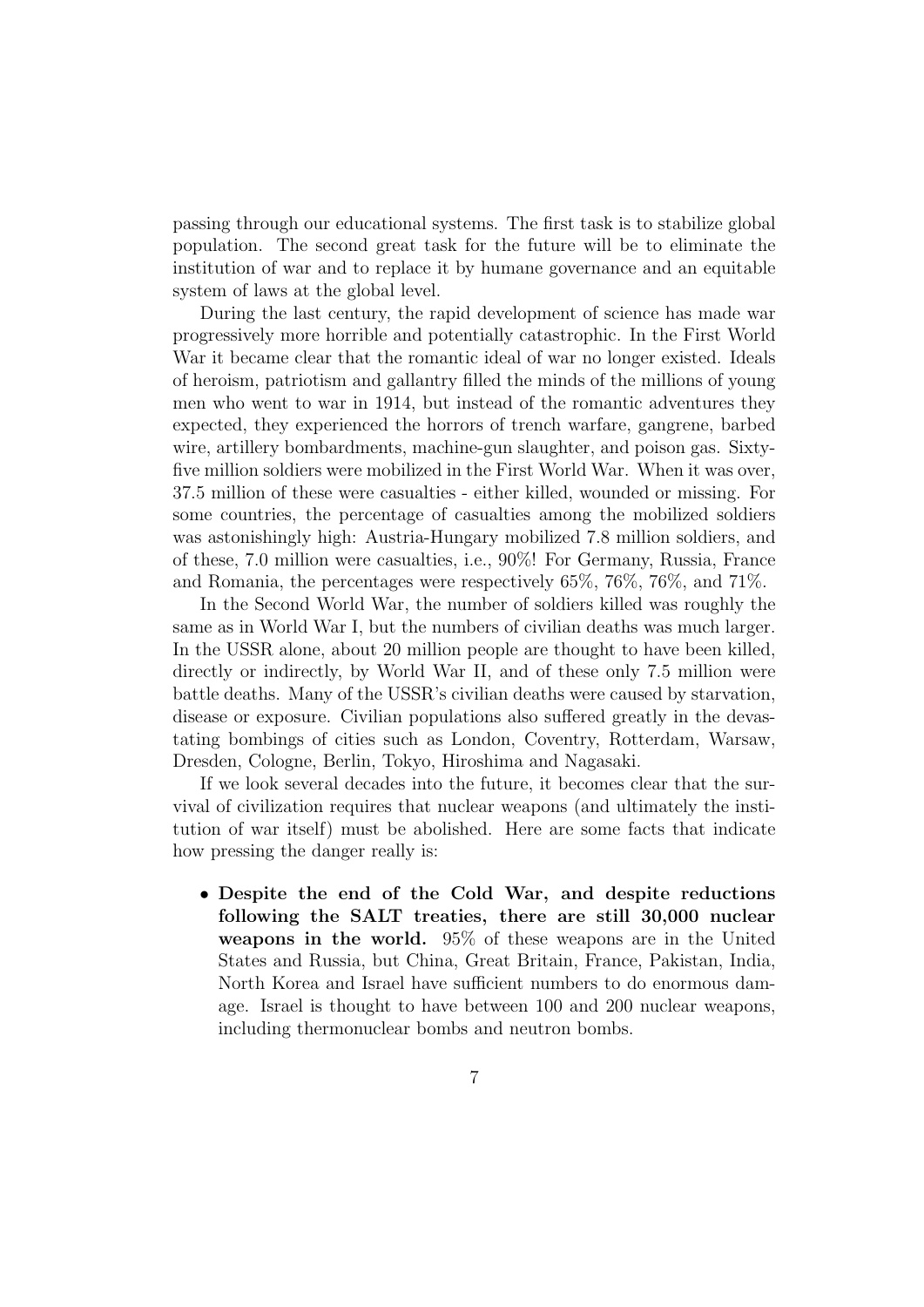passing through our educational systems. The first task is to stabilize global population. The second great task for the future will be to eliminate the institution of war and to replace it by humane governance and an equitable system of laws at the global level.

During the last century, the rapid development of science has made war progressively more horrible and potentially catastrophic. In the First World War it became clear that the romantic ideal of war no longer existed. Ideals of heroism, patriotism and gallantry filled the minds of the millions of young men who went to war in 1914, but instead of the romantic adventures they expected, they experienced the horrors of trench warfare, gangrene, barbed wire, artillery bombardments, machine-gun slaughter, and poison gas. Sixty-five million soldiers were mobilized in the First World War. When it was over, 37.5 million of these were casualties - either killed, wounded or missing. For some countries, the percentage of casualties among the mobilized soldiers was astonishingly high: Austria-Hungary mobilized 7.8 million soldiers, and of these, 7.0 million were casualties, i.e., 90%! For Germany, Russia, France and Romania, the percentages were respectively 65%, 76%, 76%, and 71%.

In the Second World War, the number of soldiers killed was roughly the same as in World War I, but the numbers of civilian deaths was much larger. In the USSR alone, about 20 million people are thought to have been killed, directly or indirectly, by World War II, and of these only 7.5 million were battle deaths. Many of the USSR's civilian deaths were caused by starvation, disease or exposure. Civilian populations also suffered greatly in the devastating bombings of cities such as London, Coventry, Rotterdam, Warsaw, Dresden, Cologne, Berlin, Tokyo, Hiroshima and Nagasaki.

If we look several decades into the future, it becomes clear that the survival of civilization requires that nuclear weapons (and ultimately the institution of war itself) must be abolished. Here are some facts that indicate how pressing the danger really is:

- **Despite the end of the Cold War, and despite reductions following the SALT treaties, there are still 30,000 nuclear weapons in the world.** 95% of these weapons are in the United States and Russia, but China, Great Britain, France, Pakistan, India, North Korea and Israel have sufficient numbers to do enormous damage. Israel is thought to have between 100 and 200 nuclear weapons, including thermonuclear bombs and neutron bombs.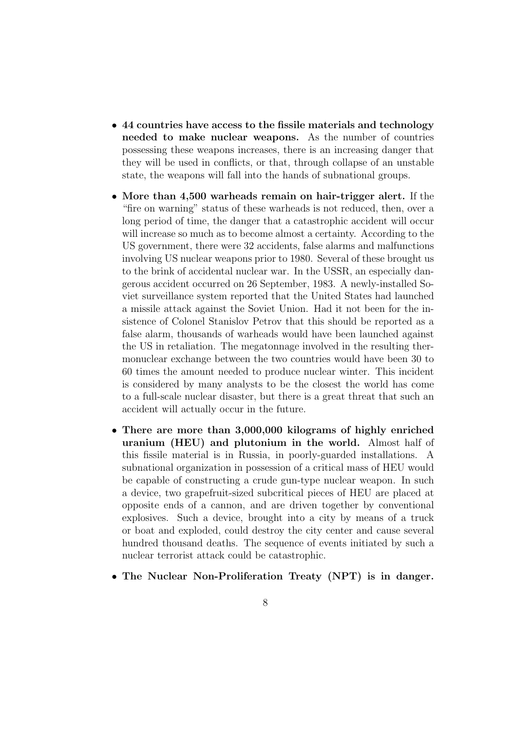- **44 countries have access to the fissile materials and technology needed to make nuclear weapons.** As the number of countries possessing these weapons increases, there is an increasing danger that they will be used in conflicts, or that, through collapse of an unstable state, the weapons will fall into the hands of subnational groups.

- **More than 4,500 warheads remain on hair-trigger alert.** If the "fire on warning" status of these warheads is not reduced, then, over a long period of time, the danger that a catastrophic accident will occur will increase so much as to become almost a certainty. According to the US government, there were 32 accidents, false alarms and malfunctions involving US nuclear weapons prior to 1980. Several of these brought us to the brink of accidental nuclear war. In the USSR, an especially dangerous accident occurred on 26 September, 1983. A newly-installed Soviet surveillance system reported that the United States had launched a missile attack against the Soviet Union. Had it not been for the insistence of Colonel Stanislov Petrov that this should be reported as a false alarm, thousands of warheads would have been launched against the US in retaliation. The megatonnage involved in the resulting thermonuclear exchange between the two countries would have been 30 to 60 times the amount needed to produce nuclear winter. This incident is considered by many analysts to be the closest the world has come to a full-scale nuclear disaster, but there is a great threat that such an accident will actually occur in the future.

- **There are more than 3,000,000 kilograms of highly enriched uranium (HEU) and plutonium in the world.** Almost half of this fissile material is in Russia, in poorly-guarded installations. A subnational organization in possession of a critical mass of HEU would be capable of constructing a crude gun-type nuclear weapon. In such a device, two grapefruit-sized subcritical pieces of HEU are placed at opposite ends of a cannon, and are driven together by conventional explosives. Such a device, brought into a city by means of a truck or boat and exploded, could destroy the city center and cause several hundred thousand deaths. The sequence of events initiated by such a nuclear terrorist attack could be catastrophic.

- **The Nuclear Non-Proliferation Treaty (NPT) is in danger.**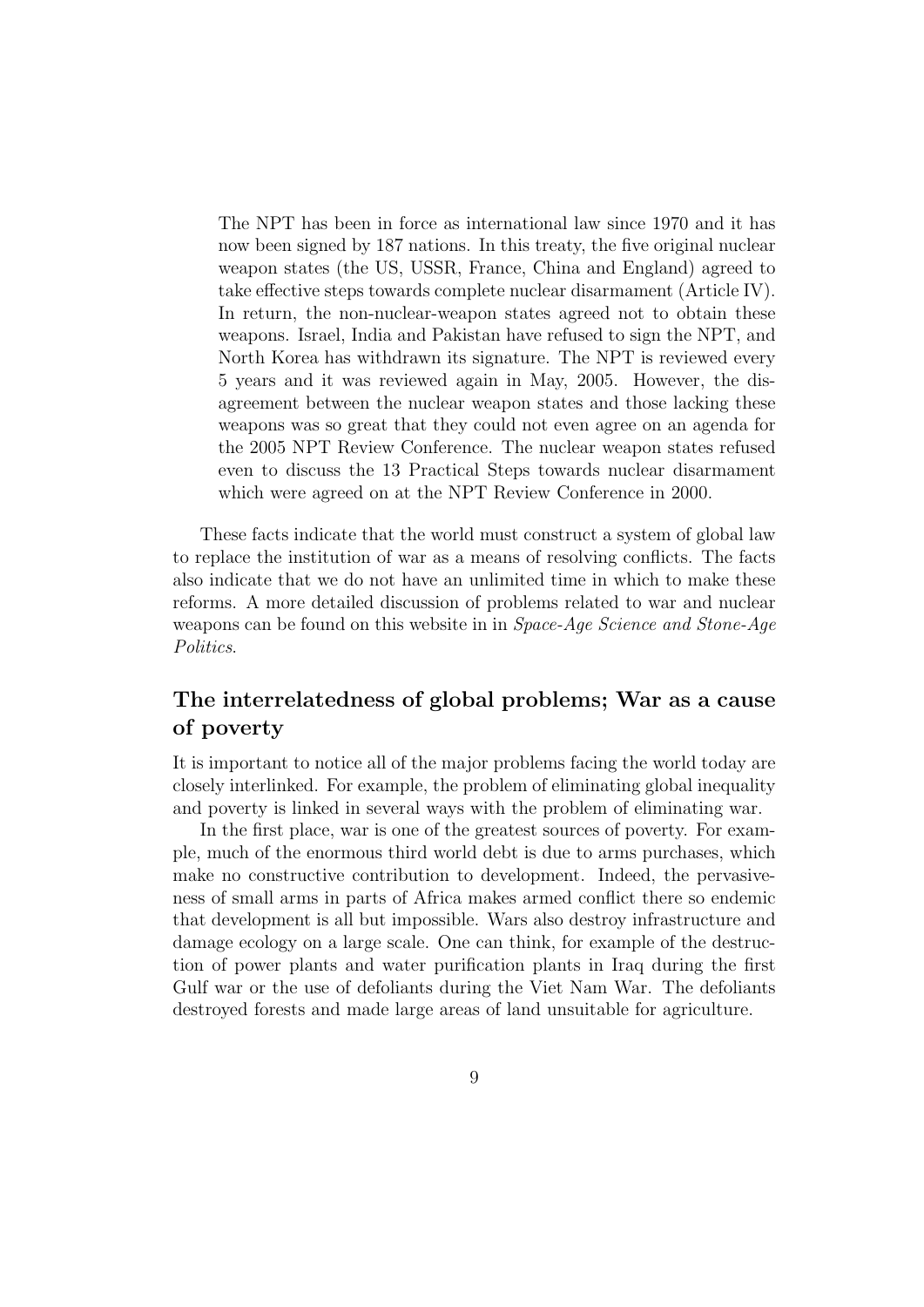> The NPT has been in force as international law since 1970 and it has now been signed by 187 nations. In this treaty, the five original nuclear weapon states (the US, USSR, France, China and England) agreed to take effective steps towards complete nuclear disarmament (Article IV). In return, the non-nuclear-weapon states agreed not to obtain these weapons. Israel, India and Pakistan have refused to sign the NPT, and North Korea has withdrawn its signature. The NPT is reviewed every 5 years and it was reviewed again in May, 2005. However, the disagreement between the nuclear weapon states and those lacking these weapons was so great that they could not even agree on an agenda for the 2005 NPT Review Conference. The nuclear weapon states refused even to discuss the 13 Practical Steps towards nuclear disarmament which were agreed on at the NPT Review Conference in 2000.

These facts indicate that the world must construct a system of global law to replace the institution of war as a means of resolving conflicts. The facts also indicate that we do not have an unlimited time in which to make these reforms. A more detailed discussion of problems related to war and nuclear weapons can be found on this website in in *Space-Age Science and Stone-Age Politics*.

## The interrelatedness of global problems; War as a cause of poverty

It is important to notice all of the major problems facing the world today are closely interlinked. For example, the problem of eliminating global inequality and poverty is linked in several ways with the problem of eliminating war.

In the first place, war is one of the greatest sources of poverty. For example, much of the enormous third world debt is due to arms purchases, which make no constructive contribution to development. Indeed, the pervasiveness of small arms in parts of Africa makes armed conflict there so endemic that development is all but impossible. Wars also destroy infrastructure and damage ecology on a large scale. One can think, for example of the destruction of power plants and water purification plants in Iraq during the first Gulf war or the use of defoliants during the Viet Nam War. The defoliants destroyed forests and made large areas of land unsuitable for agriculture.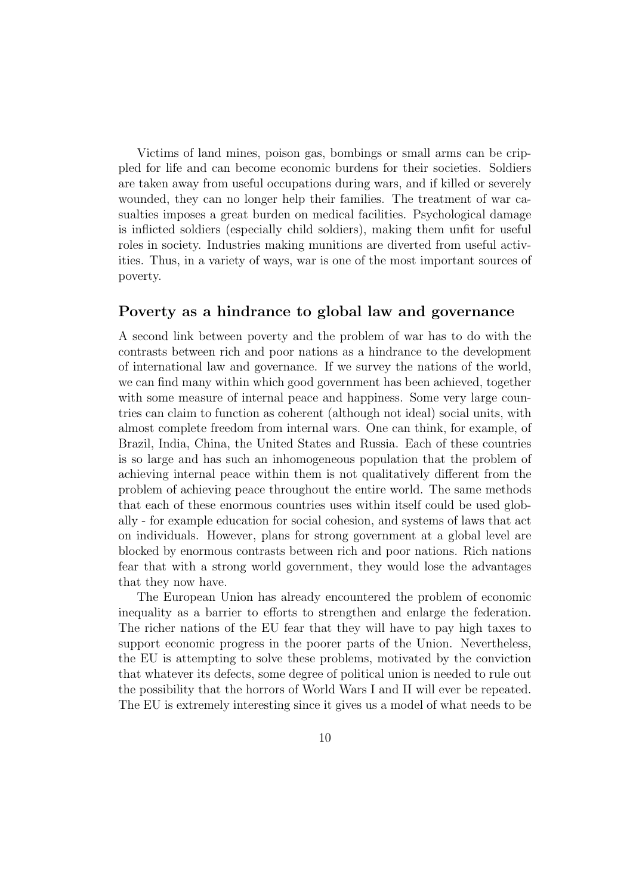Victims of land mines, poison gas, bombings or small arms can be crippled for life and can become economic burdens for their societies. Soldiers are taken away from useful occupations during wars, and if killed or severely wounded, they can no longer help their families. The treatment of war casualties imposes a great burden on medical facilities. Psychological damage is inflicted soldiers (especially child soldiers), making them unfit for useful roles in society. Industries making munitions are diverted from useful activities. Thus, in a variety of ways, war is one of the most important sources of poverty.

## Poverty as a hindrance to global law and governance

A second link between poverty and the problem of war has to do with the contrasts between rich and poor nations as a hindrance to the development of international law and governance. If we survey the nations of the world, we can find many within which good government has been achieved, together with some measure of internal peace and happiness. Some very large countries can claim to function as coherent (although not ideal) social units, with almost complete freedom from internal wars. One can think, for example, of Brazil, India, China, the United States and Russia. Each of these countries is so large and has such an inhomogeneous population that the problem of achieving internal peace within them is not qualitatively different from the problem of achieving peace throughout the entire world. The same methods that each of these enormous countries uses within itself could be used globally - for example education for social cohesion, and systems of laws that act on individuals. However, plans for strong government at a global level are blocked by enormous contrasts between rich and poor nations. Rich nations fear that with a strong world government, they would lose the advantages that they now have.

The European Union has already encountered the problem of economic inequality as a barrier to efforts to strengthen and enlarge the federation. The richer nations of the EU fear that they will have to pay high taxes to support economic progress in the poorer parts of the Union. Nevertheless, the EU is attempting to solve these problems, motivated by the conviction that whatever its defects, some degree of political union is needed to rule out the possibility that the horrors of World Wars I and II will ever be repeated. The EU is extremely interesting since it gives us a model of what needs to be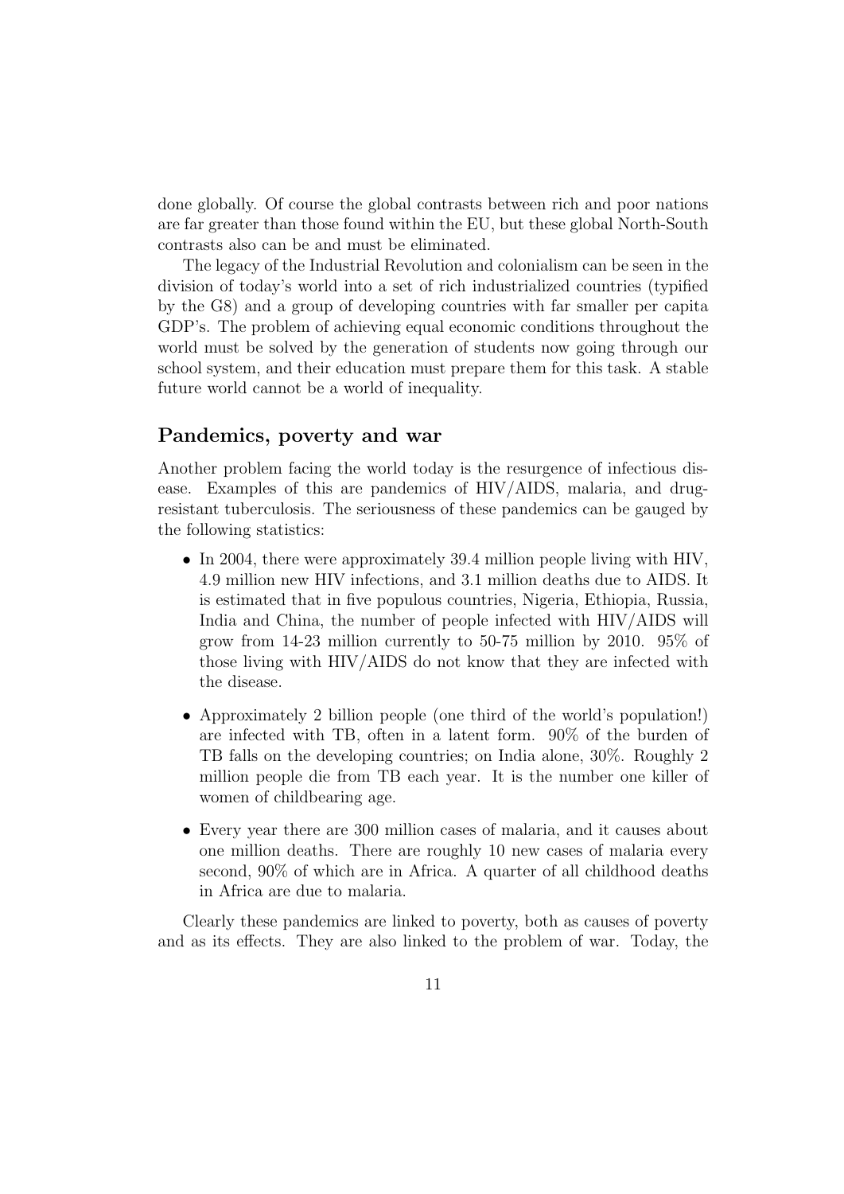done globally. Of course the global contrasts between rich and poor nations are far greater than those found within the EU, but these global North-South contrasts also can be and must be eliminated.

The legacy of the Industrial Revolution and colonialism can be seen in the division of today's world into a set of rich industrialized countries (typified by the G8) and a group of developing countries with far smaller per capita GDP's. The problem of achieving equal economic conditions throughout the world must be solved by the generation of students now going through our school system, and their education must prepare them for this task. A stable future world cannot be a world of inequality.

## Pandemics, poverty and war

Another problem facing the world today is the resurgence of infectious disease. Examples of this are pandemics of HIV/AIDS, malaria, and drug-resistant tuberculosis. The seriousness of these pandemics can be gauged by the following statistics:

- In 2004, there were approximately 39.4 million people living with HIV, 4.9 million new HIV infections, and 3.1 million deaths due to AIDS. It is estimated that in five populous countries, Nigeria, Ethiopia, Russia, India and China, the number of people infected with HIV/AIDS will grow from 14-23 million currently to 50-75 million by 2010. 95% of those living with HIV/AIDS do not know that they are infected with the disease.
- Approximately 2 billion people (one third of the world's population!) are infected with TB, often in a latent form. 90% of the burden of TB falls on the developing countries; on India alone, 30%. Roughly 2 million people die from TB each year. It is the number one killer of women of childbearing age.
- Every year there are 300 million cases of malaria, and it causes about one million deaths. There are roughly 10 new cases of malaria every second, 90% of which are in Africa. A quarter of all childhood deaths in Africa are due to malaria.

Clearly these pandemics are linked to poverty, both as causes of poverty and as its effects. They are also linked to the problem of war. Today, the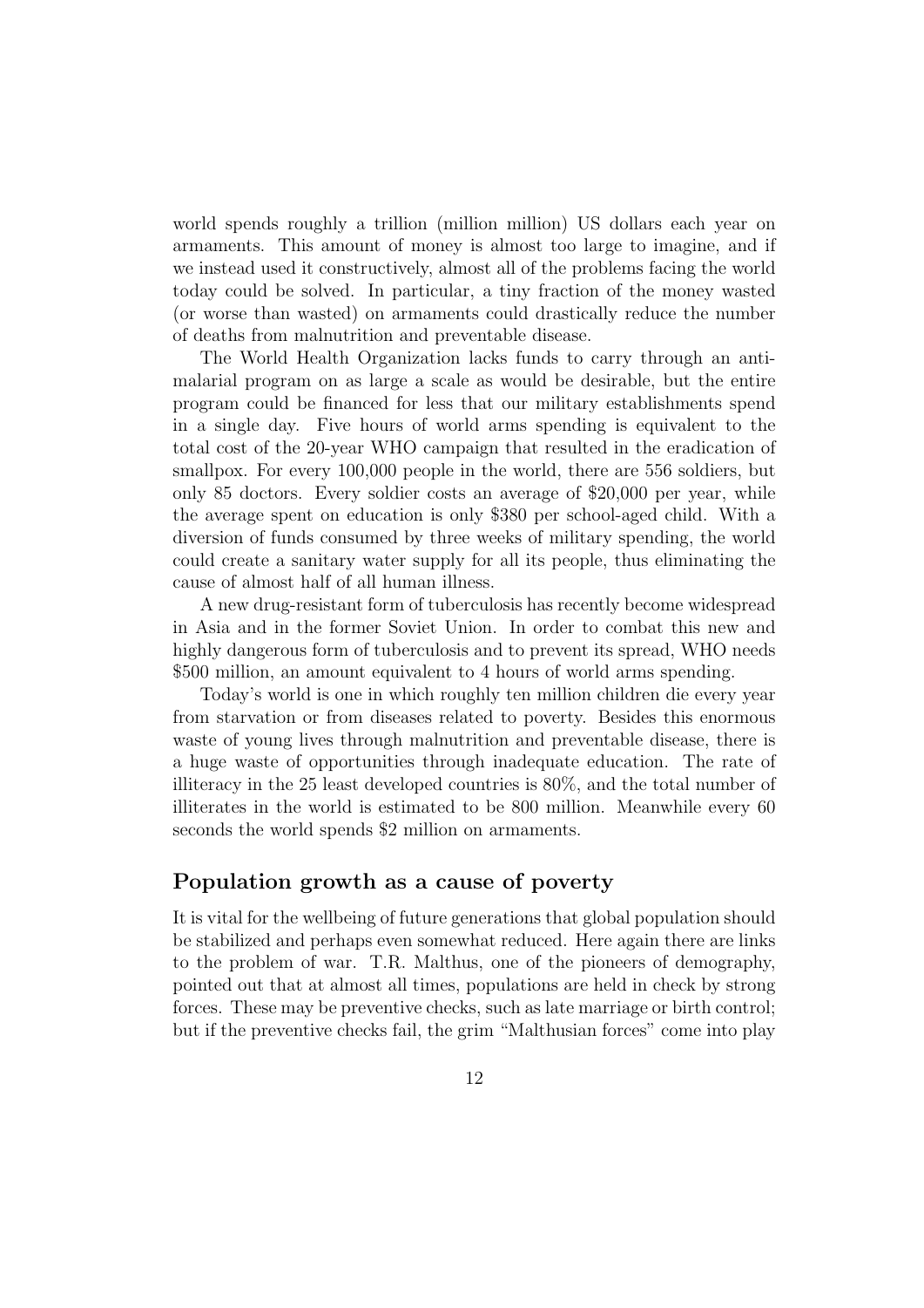world spends roughly a trillion (million million) US dollars each year on armaments. This amount of money is almost too large to imagine, and if we instead used it constructively, almost all of the problems facing the world today could be solved. In particular, a tiny fraction of the money wasted (or worse than wasted) on armaments could drastically reduce the number of deaths from malnutrition and preventable disease.

The World Health Organization lacks funds to carry through an anti-malarial program on as large a scale as would be desirable, but the entire program could be financed for less that our military establishments spend in a single day. Five hours of world arms spending is equivalent to the total cost of the 20-year WHO campaign that resulted in the eradication of smallpox. For every 100,000 people in the world, there are 556 soldiers, but only 85 doctors. Every soldier costs an average of $20,000 per year, while the average spent on education is only $380 per school-aged child. With a diversion of funds consumed by three weeks of military spending, the world could create a sanitary water supply for all its people, thus eliminating the cause of almost half of all human illness.

A new drug-resistant form of tuberculosis has recently become widespread in Asia and in the former Soviet Union. In order to combat this new and highly dangerous form of tuberculosis and to prevent its spread, WHO needs $500 million, an amount equivalent to 4 hours of world arms spending.

Today's world is one in which roughly ten million children die every year from starvation or from diseases related to poverty. Besides this enormous waste of young lives through malnutrition and preventable disease, there is a huge waste of opportunities through inadequate education. The rate of illiteracy in the 25 least developed countries is 80%, and the total number of illiterates in the world is estimated to be 800 million. Meanwhile every 60 seconds the world spends $2 million on armaments.

## Population growth as a cause of poverty

It is vital for the wellbeing of future generations that global population should be stabilized and perhaps even somewhat reduced. Here again there are links to the problem of war. T.R. Malthus, one of the pioneers of demography, pointed out that at almost all times, populations are held in check by strong forces. These may be preventive checks, such as late marriage or birth control; but if the preventive checks fail, the grim "Malthusian forces" come into play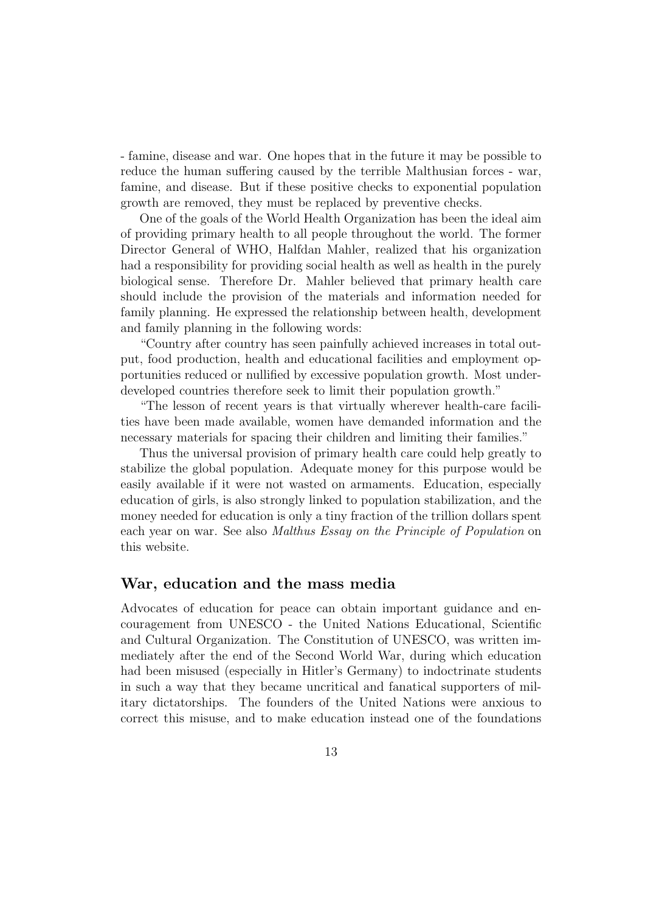- famine, disease and war. One hopes that in the future it may be possible to reduce the human suffering caused by the terrible Malthusian forces - war, famine, and disease. But if these positive checks to exponential population growth are removed, they must be replaced by preventive checks.

One of the goals of the World Health Organization has been the ideal aim of providing primary health to all people throughout the world. The former Director General of WHO, Halfdan Mahler, realized that his organization had a responsibility for providing social health as well as health in the purely biological sense. Therefore Dr. Mahler believed that primary health care should include the provision of the materials and information needed for family planning. He expressed the relationship between health, development and family planning in the following words:

"Country after country has seen painfully achieved increases in total output, food production, health and educational facilities and employment opportunities reduced or nullified by excessive population growth. Most underdeveloped countries therefore seek to limit their population growth."

"The lesson of recent years is that virtually wherever health-care facilities have been made available, women have demanded information and the necessary materials for spacing their children and limiting their families."

Thus the universal provision of primary health care could help greatly to stabilize the global population. Adequate money for this purpose would be easily available if it were not wasted on armaments. Education, especially education of girls, is also strongly linked to population stabilization, and the money needed for education is only a tiny fraction of the trillion dollars spent each year on war. See also *Malthus Essay on the Principle of Population* on this website.

## War, education and the mass media

Advocates of education for peace can obtain important guidance and encouragement from UNESCO - the United Nations Educational, Scientific and Cultural Organization. The Constitution of UNESCO, was written immediately after the end of the Second World War, during which education had been misused (especially in Hitler's Germany) to indoctrinate students in such a way that they became uncritical and fanatical supporters of military dictatorships. The founders of the United Nations were anxious to correct this misuse, and to make education instead one of the foundations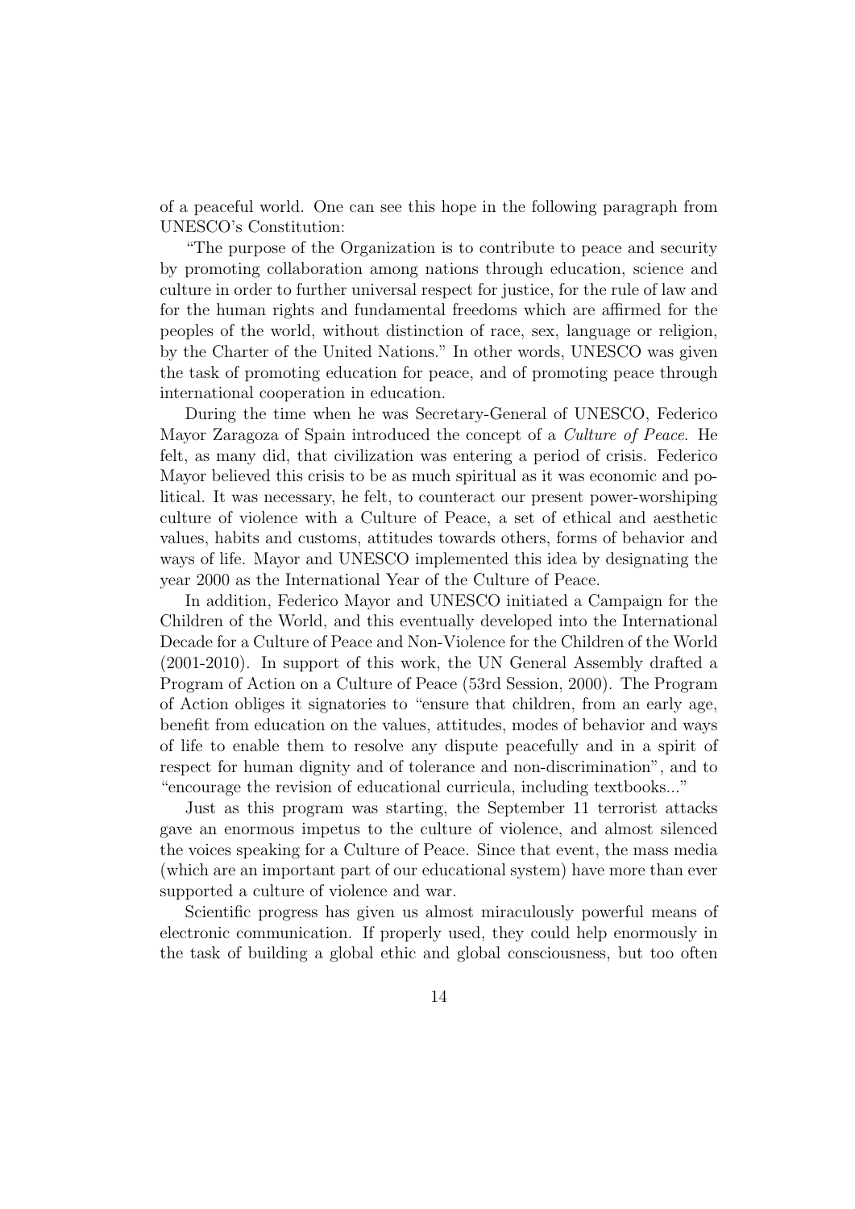of a peaceful world. One can see this hope in the following paragraph from UNESCO's Constitution:

"The purpose of the Organization is to contribute to peace and security by promoting collaboration among nations through education, science and culture in order to further universal respect for justice, for the rule of law and for the human rights and fundamental freedoms which are affirmed for the peoples of the world, without distinction of race, sex, language or religion, by the Charter of the United Nations." In other words, UNESCO was given the task of promoting education for peace, and of promoting peace through international cooperation in education.

During the time when he was Secretary-General of UNESCO, Federico Mayor Zaragoza of Spain introduced the concept of a *Culture of Peace*. He felt, as many did, that civilization was entering a period of crisis. Federico Mayor believed this crisis to be as much spiritual as it was economic and political. It was necessary, he felt, to counteract our present power-worshiping culture of violence with a Culture of Peace, a set of ethical and aesthetic values, habits and customs, attitudes towards others, forms of behavior and ways of life. Mayor and UNESCO implemented this idea by designating the year 2000 as the International Year of the Culture of Peace.

In addition, Federico Mayor and UNESCO initiated a Campaign for the Children of the World, and this eventually developed into the International Decade for a Culture of Peace and Non-Violence for the Children of the World (2001-2010). In support of this work, the UN General Assembly drafted a Program of Action on a Culture of Peace (53rd Session, 2000). The Program of Action obliges it signatories to "ensure that children, from an early age, benefit from education on the values, attitudes, modes of behavior and ways of life to enable them to resolve any dispute peacefully and in a spirit of respect for human dignity and of tolerance and non-discrimination", and to "encourage the revision of educational curricula, including textbooks..."

Just as this program was starting, the September 11 terrorist attacks gave an enormous impetus to the culture of violence, and almost silenced the voices speaking for a Culture of Peace. Since that event, the mass media (which are an important part of our educational system) have more than ever supported a culture of violence and war.

Scientific progress has given us almost miraculously powerful means of electronic communication. If properly used, they could help enormously in the task of building a global ethic and global consciousness, but too often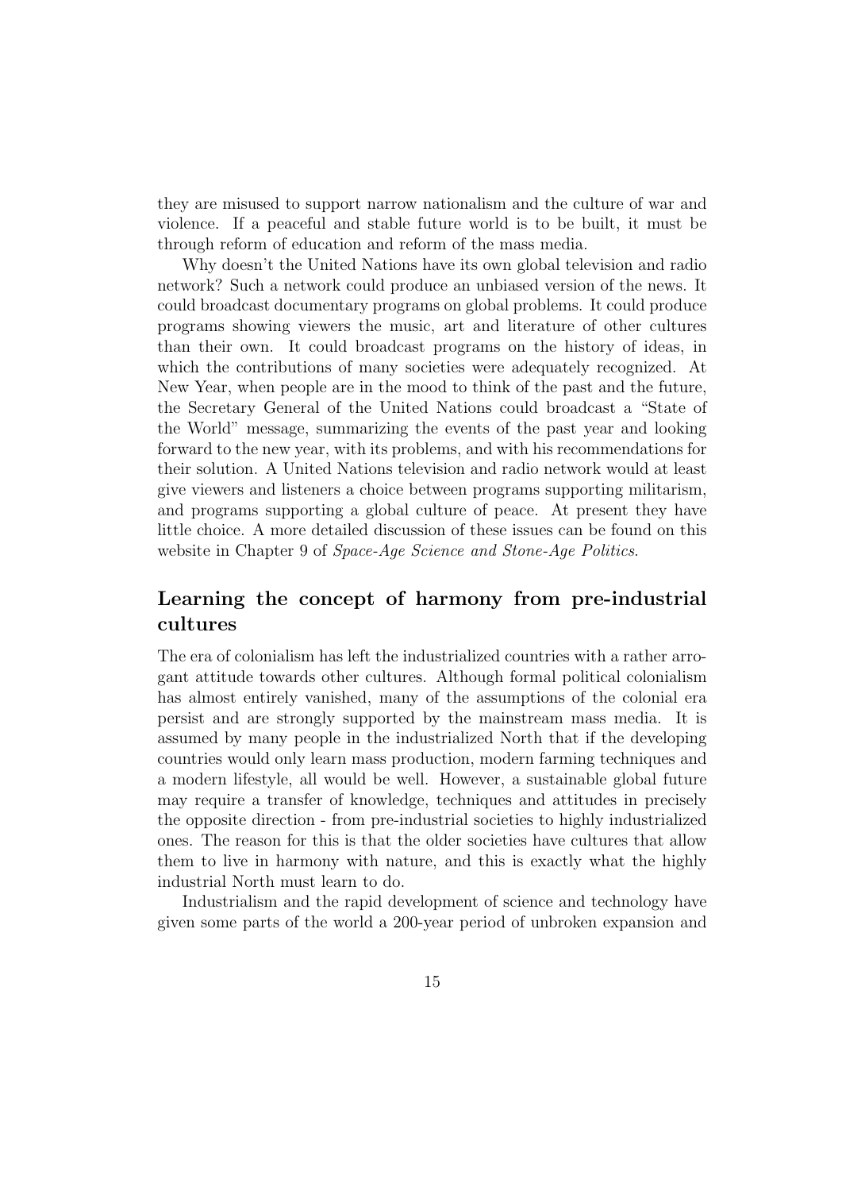they are misused to support narrow nationalism and the culture of war and violence. If a peaceful and stable future world is to be built, it must be through reform of education and reform of the mass media.

Why doesn't the United Nations have its own global television and radio network? Such a network could produce an unbiased version of the news. It could broadcast documentary programs on global problems. It could produce programs showing viewers the music, art and literature of other cultures than their own. It could broadcast programs on the history of ideas, in which the contributions of many societies were adequately recognized. At New Year, when people are in the mood to think of the past and the future, the Secretary General of the United Nations could broadcast a "State of the World" message, summarizing the events of the past year and looking forward to the new year, with its problems, and with his recommendations for their solution. A United Nations television and radio network would at least give viewers and listeners a choice between programs supporting militarism, and programs supporting a global culture of peace. At present they have little choice. A more detailed discussion of these issues can be found on this website in Chapter 9 of *Space-Age Science and Stone-Age Politics*.

## Learning the concept of harmony from pre-industrial cultures

The era of colonialism has left the industrialized countries with a rather arrogant attitude towards other cultures. Although formal political colonialism has almost entirely vanished, many of the assumptions of the colonial era persist and are strongly supported by the mainstream mass media. It is assumed by many people in the industrialized North that if the developing countries would only learn mass production, modern farming techniques and a modern lifestyle, all would be well. However, a sustainable global future may require a transfer of knowledge, techniques and attitudes in precisely the opposite direction - from pre-industrial societies to highly industrialized ones. The reason for this is that the older societies have cultures that allow them to live in harmony with nature, and this is exactly what the highly industrial North must learn to do.

Industrialism and the rapid development of science and technology have given some parts of the world a 200-year period of unbroken expansion and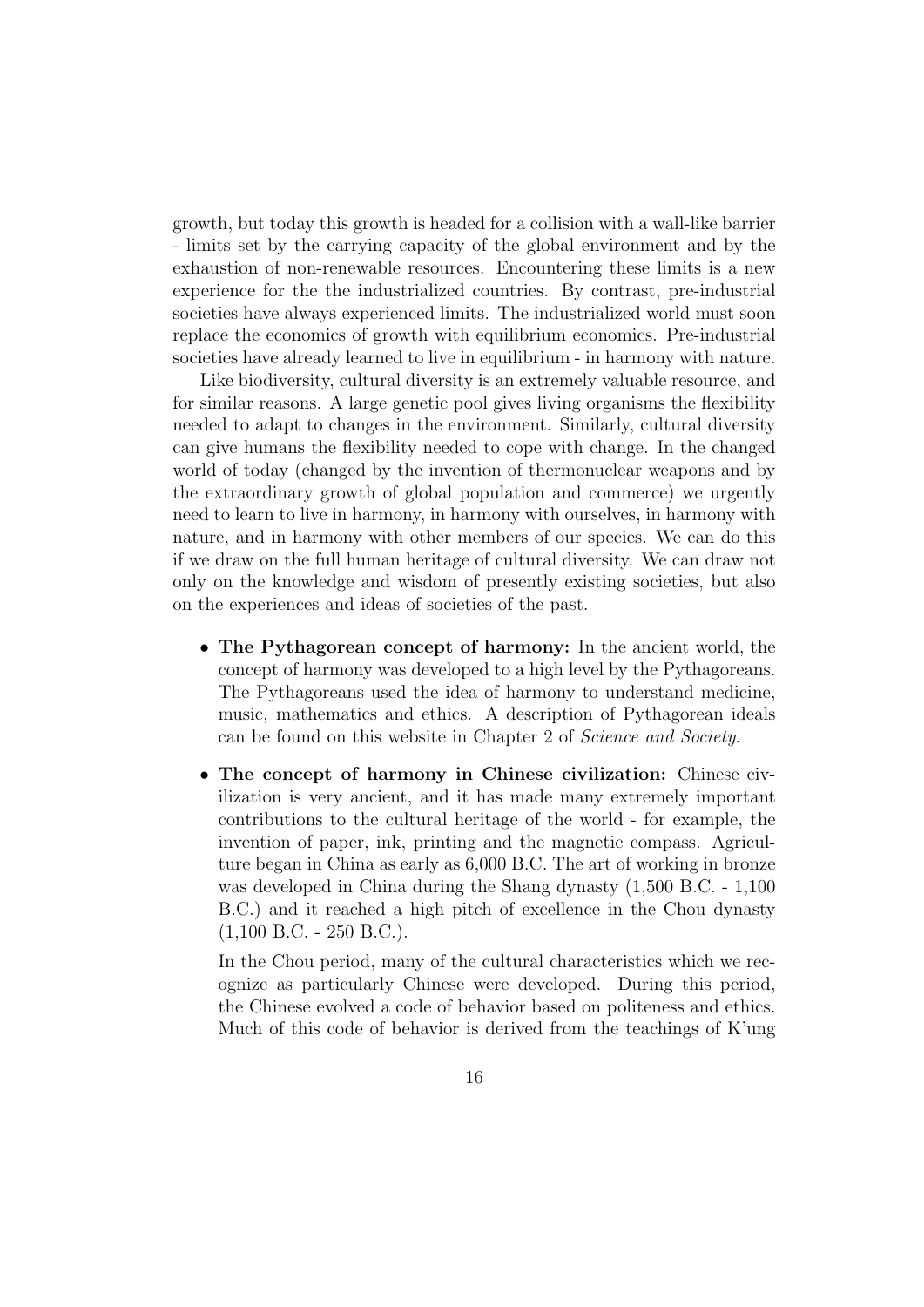growth, but today this growth is headed for a collision with a wall-like barrier - limits set by the carrying capacity of the global environment and by the exhaustion of non-renewable resources. Encountering these limits is a new experience for the the industrialized countries. By contrast, pre-industrial societies have always experienced limits. The industrialized world must soon replace the economics of growth with equilibrium economics. Pre-industrial societies have already learned to live in equilibrium - in harmony with nature.

Like biodiversity, cultural diversity is an extremely valuable resource, and for similar reasons. A large genetic pool gives living organisms the flexibility needed to adapt to changes in the environment. Similarly, cultural diversity can give humans the flexibility needed to cope with change. In the changed world of today (changed by the invention of thermonuclear weapons and by the extraordinary growth of global population and commerce) we urgently need to learn to live in harmony, in harmony with ourselves, in harmony with nature, and in harmony with other members of our species. We can do this if we draw on the full human heritage of cultural diversity. We can draw not only on the knowledge and wisdom of presently existing societies, but also on the experiences and ideas of societies of the past.

- **The Pythagorean concept of harmony:** In the ancient world, the concept of harmony was developed to a high level by the Pythagoreans. The Pythagoreans used the idea of harmony to understand medicine, music, mathematics and ethics. A description of Pythagorean ideals can be found on this website in Chapter 2 of *Science and Society*.

- **The concept of harmony in Chinese civilization:** Chinese civilization is very ancient, and it has made many extremely important contributions to the cultural heritage of the world - for example, the invention of paper, ink, printing and the magnetic compass. Agriculture began in China as early as 6,000 B.C. The art of working in bronze was developed in China during the Shang dynasty (1,500 B.C. - 1,100 B.C.) and it reached a high pitch of excellence in the Chou dynasty (1,100 B.C. - 250 B.C.).

  In the Chou period, many of the cultural characteristics which we recognize as particularly Chinese were developed. During this period, the Chinese evolved a code of behavior based on politeness and ethics. Much of this code of behavior is derived from the teachings of K'ung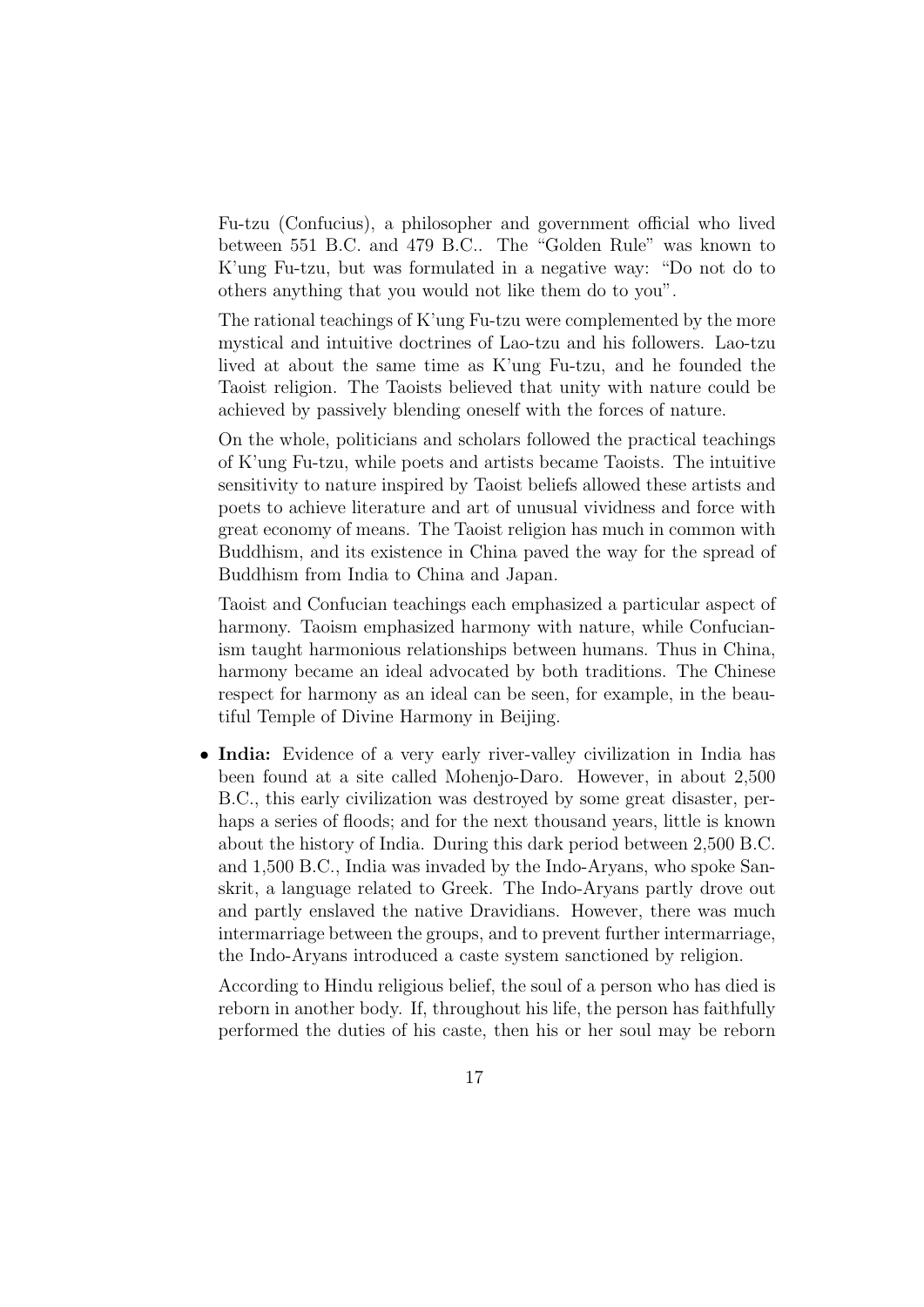Fu-tzu (Confucius), a philosopher and government official who lived between 551 B.C. and 479 B.C.. The "Golden Rule" was known to K'ung Fu-tzu, but was formulated in a negative way: "Do not do to others anything that you would not like them do to you".

The rational teachings of K'ung Fu-tzu were complemented by the more mystical and intuitive doctrines of Lao-tzu and his followers. Lao-tzu lived at about the same time as K'ung Fu-tzu, and he founded the Taoist religion. The Taoists believed that unity with nature could be achieved by passively blending oneself with the forces of nature.

On the whole, politicians and scholars followed the practical teachings of K'ung Fu-tzu, while poets and artists became Taoists. The intuitive sensitivity to nature inspired by Taoist beliefs allowed these artists and poets to achieve literature and art of unusual vividness and force with great economy of means. The Taoist religion has much in common with Buddhism, and its existence in China paved the way for the spread of Buddhism from India to China and Japan.

Taoist and Confucian teachings each emphasized a particular aspect of harmony. Taoism emphasized harmony with nature, while Confucianism taught harmonious relationships between humans. Thus in China, harmony became an ideal advocated by both traditions. The Chinese respect for harmony as an ideal can be seen, for example, in the beautiful Temple of Divine Harmony in Beijing.

- **India:** Evidence of a very early river-valley civilization in India has been found at a site called Mohenjo-Daro. However, in about 2,500 B.C., this early civilization was destroyed by some great disaster, perhaps a series of floods; and for the next thousand years, little is known about the history of India. During this dark period between 2,500 B.C. and 1,500 B.C., India was invaded by the Indo-Aryans, who spoke Sanskrit, a language related to Greek. The Indo-Aryans partly drove out and partly enslaved the native Dravidians. However, there was much intermarriage between the groups, and to prevent further intermarriage, the Indo-Aryans introduced a caste system sanctioned by religion.

  According to Hindu religious belief, the soul of a person who has died is reborn in another body. If, throughout his life, the person has faithfully performed the duties of his caste, then his or her soul may be reborn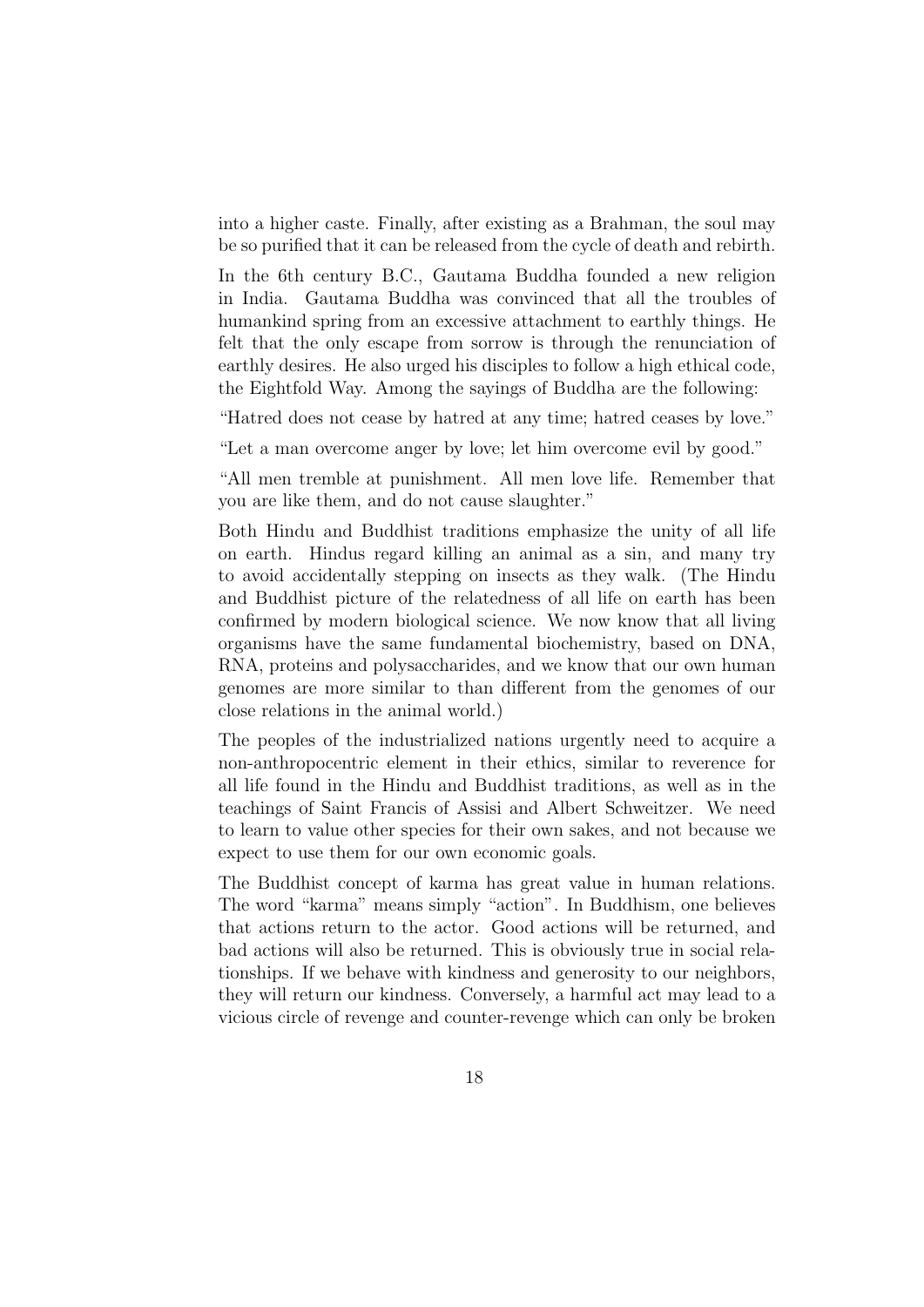into a higher caste. Finally, after existing as a Brahman, the soul may be so purified that it can be released from the cycle of death and rebirth.

In the 6th century B.C., Gautama Buddha founded a new religion in India. Gautama Buddha was convinced that all the troubles of humankind spring from an excessive attachment to earthly things. He felt that the only escape from sorrow is through the renunciation of earthly desires. He also urged his disciples to follow a high ethical code, the Eightfold Way. Among the sayings of Buddha are the following:

"Hatred does not cease by hatred at any time; hatred ceases by love."

"Let a man overcome anger by love; let him overcome evil by good."

"All men tremble at punishment. All men love life. Remember that you are like them, and do not cause slaughter."

Both Hindu and Buddhist traditions emphasize the unity of all life on earth. Hindus regard killing an animal as a sin, and many try to avoid accidentally stepping on insects as they walk. (The Hindu and Buddhist picture of the relatedness of all life on earth has been confirmed by modern biological science. We now know that all living organisms have the same fundamental biochemistry, based on DNA, RNA, proteins and polysaccharides, and we know that our own human genomes are more similar to than different from the genomes of our close relations in the animal world.)

The peoples of the industrialized nations urgently need to acquire a non-anthropocentric element in their ethics, similar to reverence for all life found in the Hindu and Buddhist traditions, as well as in the teachings of Saint Francis of Assisi and Albert Schweitzer. We need to learn to value other species for their own sakes, and not because we expect to use them for our own economic goals.

The Buddhist concept of karma has great value in human relations. The word "karma" means simply "action". In Buddhism, one believes that actions return to the actor. Good actions will be returned, and bad actions will also be returned. This is obviously true in social relationships. If we behave with kindness and generosity to our neighbors, they will return our kindness. Conversely, a harmful act may lead to a vicious circle of revenge and counter-revenge which can only be broken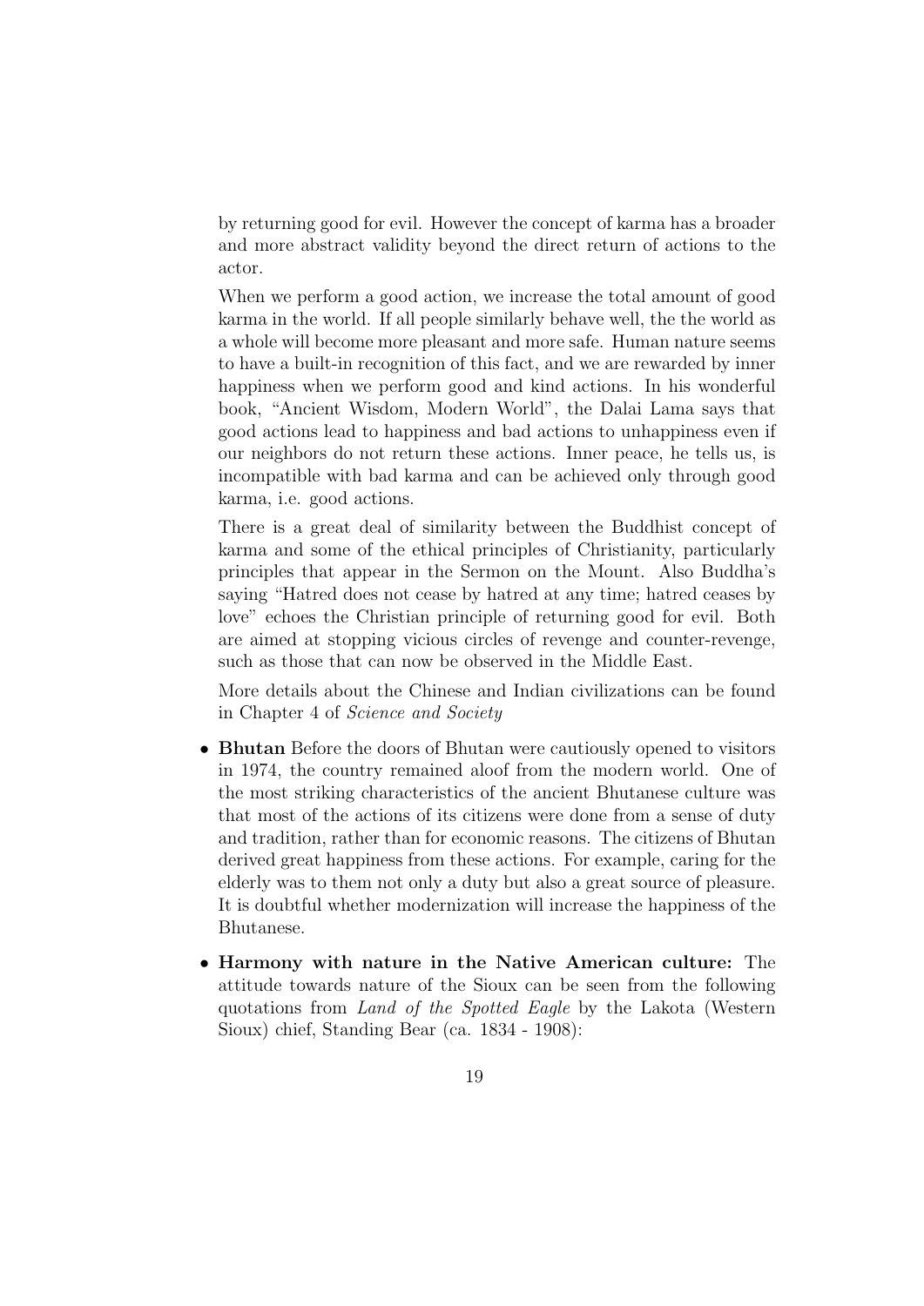by returning good for evil. However the concept of karma has a broader and more abstract validity beyond the direct return of actions to the actor.

When we perform a good action, we increase the total amount of good karma in the world. If all people similarly behave well, the the world as a whole will become more pleasant and more safe. Human nature seems to have a built-in recognition of this fact, and we are rewarded by inner happiness when we perform good and kind actions. In his wonderful book, "Ancient Wisdom, Modern World", the Dalai Lama says that good actions lead to happiness and bad actions to unhappiness even if our neighbors do not return these actions. Inner peace, he tells us, is incompatible with bad karma and can be achieved only through good karma, i.e. good actions.

There is a great deal of similarity between the Buddhist concept of karma and some of the ethical principles of Christianity, particularly principles that appear in the Sermon on the Mount. Also Buddha's saying "Hatred does not cease by hatred at any time; hatred ceases by love" echoes the Christian principle of returning good for evil. Both are aimed at stopping vicious circles of revenge and counter-revenge, such as those that can now be observed in the Middle East.

More details about the Chinese and Indian civilizations can be found in Chapter 4 of *Science and Society*

- **Bhutan** Before the doors of Bhutan were cautiously opened to visitors in 1974, the country remained aloof from the modern world. One of the most striking characteristics of the ancient Bhutanese culture was that most of the actions of its citizens were done from a sense of duty and tradition, rather than for economic reasons. The citizens of Bhutan derived great happiness from these actions. For example, caring for the elderly was to them not only a duty but also a great source of pleasure. It is doubtful whether modernization will increase the happiness of the Bhutanese.

- **Harmony with nature in the Native American culture:** The attitude towards nature of the Sioux can be seen from the following quotations from *Land of the Spotted Eagle* by the Lakota (Western Sioux) chief, Standing Bear (ca. 1834 - 1908):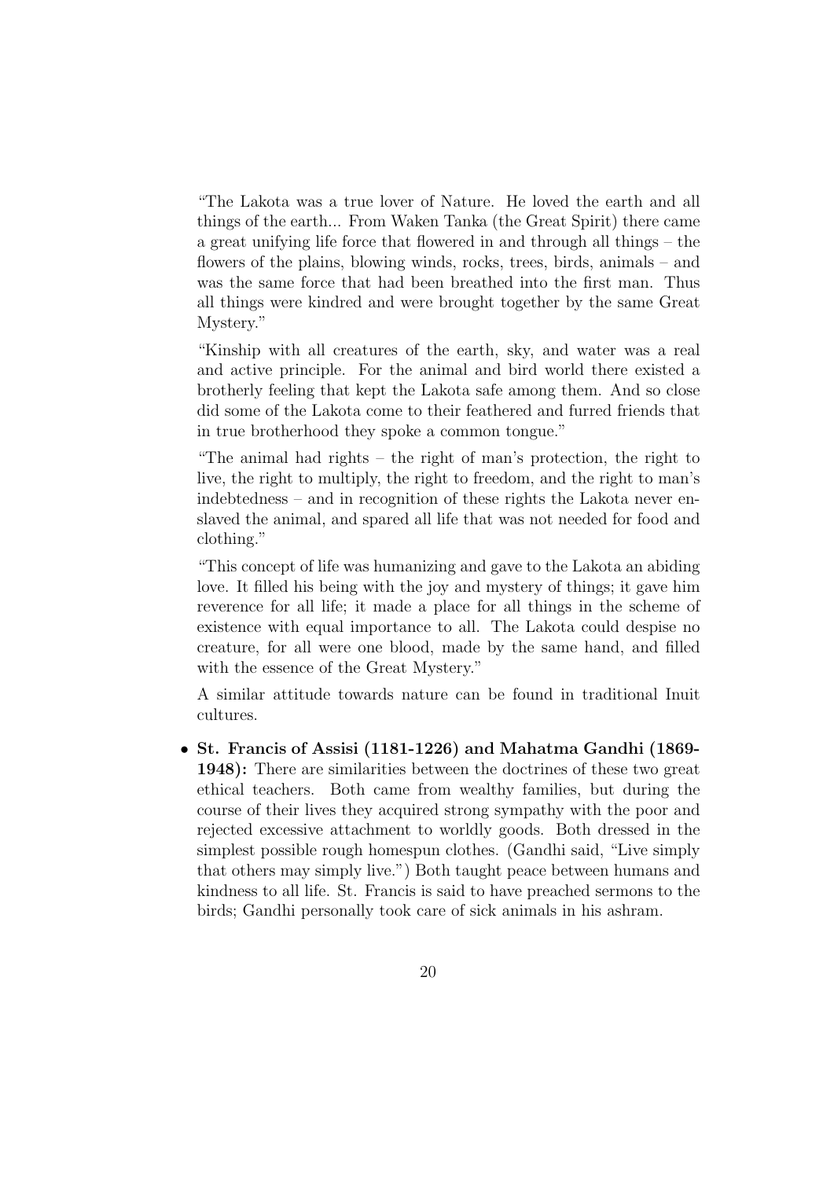"The Lakota was a true lover of Nature. He loved the earth and all things of the earth... From Waken Tanka (the Great Spirit) there came a great unifying life force that flowered in and through all things – the flowers of the plains, blowing winds, rocks, trees, birds, animals – and was the same force that had been breathed into the first man. Thus all things were kindred and were brought together by the same Great Mystery."

"Kinship with all creatures of the earth, sky, and water was a real and active principle. For the animal and bird world there existed a brotherly feeling that kept the Lakota safe among them. And so close did some of the Lakota come to their feathered and furred friends that in true brotherhood they spoke a common tongue."

"The animal had rights – the right of man's protection, the right to live, the right to multiply, the right to freedom, and the right to man's indebtedness – and in recognition of these rights the Lakota never enslaved the animal, and spared all life that was not needed for food and clothing."

"This concept of life was humanizing and gave to the Lakota an abiding love. It filled his being with the joy and mystery of things; it gave him reverence for all life; it made a place for all things in the scheme of existence with equal importance to all. The Lakota could despise no creature, for all were one blood, made by the same hand, and filled with the essence of the Great Mystery."

A similar attitude towards nature can be found in traditional Inuit cultures.

- **St. Francis of Assisi (1181-1226) and Mahatma Gandhi (1869-1948):** There are similarities between the doctrines of these two great ethical teachers. Both came from wealthy families, but during the course of their lives they acquired strong sympathy with the poor and rejected excessive attachment to worldly goods. Both dressed in the simplest possible rough homespun clothes. (Gandhi said, "Live simply that others may simply live.") Both taught peace between humans and kindness to all life. St. Francis is said to have preached sermons to the birds; Gandhi personally took care of sick animals in his ashram.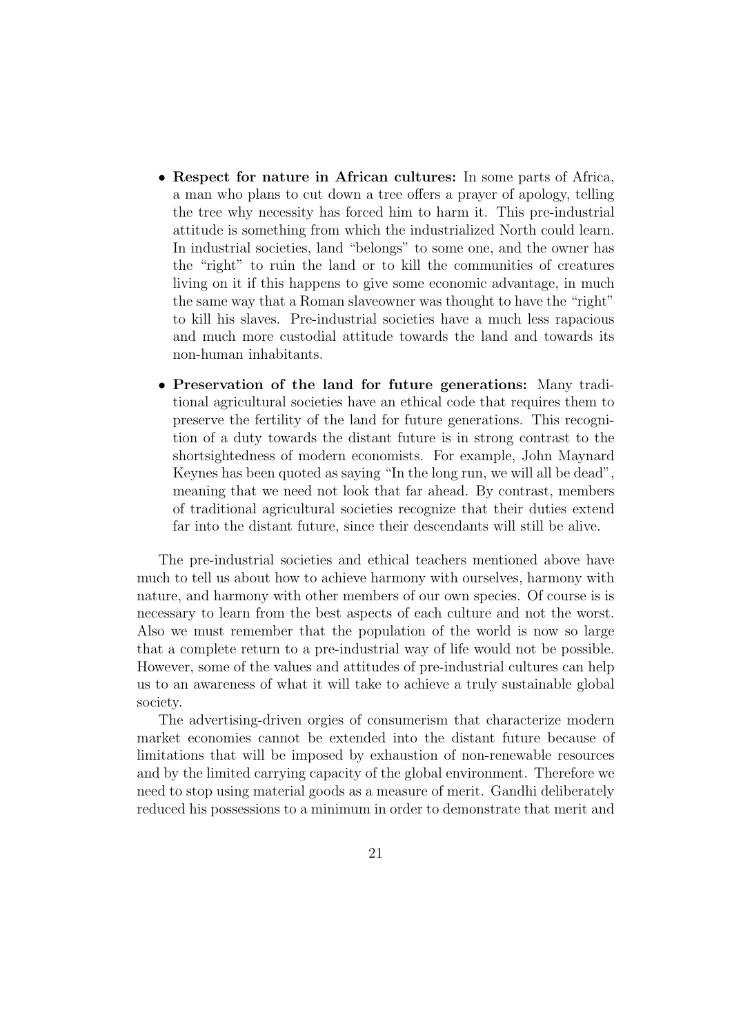- **Respect for nature in African cultures:** In some parts of Africa, a man who plans to cut down a tree offers a prayer of apology, telling the tree why necessity has forced him to harm it. This pre-industrial attitude is something from which the industrialized North could learn. In industrial societies, land "belongs" to some one, and the owner has the "right" to ruin the land or to kill the communities of creatures living on it if this happens to give some economic advantage, in much the same way that a Roman slaveowner was thought to have the "right" to kill his slaves. Pre-industrial societies have a much less rapacious and much more custodial attitude towards the land and towards its non-human inhabitants.

- **Preservation of the land for future generations:** Many traditional agricultural societies have an ethical code that requires them to preserve the fertility of the land for future generations. This recognition of a duty towards the distant future is in strong contrast to the shortsightedness of modern economists. For example, John Maynard Keynes has been quoted as saying "In the long run, we will all be dead", meaning that we need not look that far ahead. By contrast, members of traditional agricultural societies recognize that their duties extend far into the distant future, since their descendants will still be alive.

The pre-industrial societies and ethical teachers mentioned above have much to tell us about how to achieve harmony with ourselves, harmony with nature, and harmony with other members of our own species. Of course is is necessary to learn from the best aspects of each culture and not the worst. Also we must remember that the population of the world is now so large that a complete return to a pre-industrial way of life would not be possible. However, some of the values and attitudes of pre-industrial cultures can help us to an awareness of what it will take to achieve a truly sustainable global society.

The advertising-driven orgies of consumerism that characterize modern market economies cannot be extended into the distant future because of limitations that will be imposed by exhaustion of non-renewable resources and by the limited carrying capacity of the global environment. Therefore we need to stop using material goods as a measure of merit. Gandhi deliberately reduced his possessions to a minimum in order to demonstrate that merit and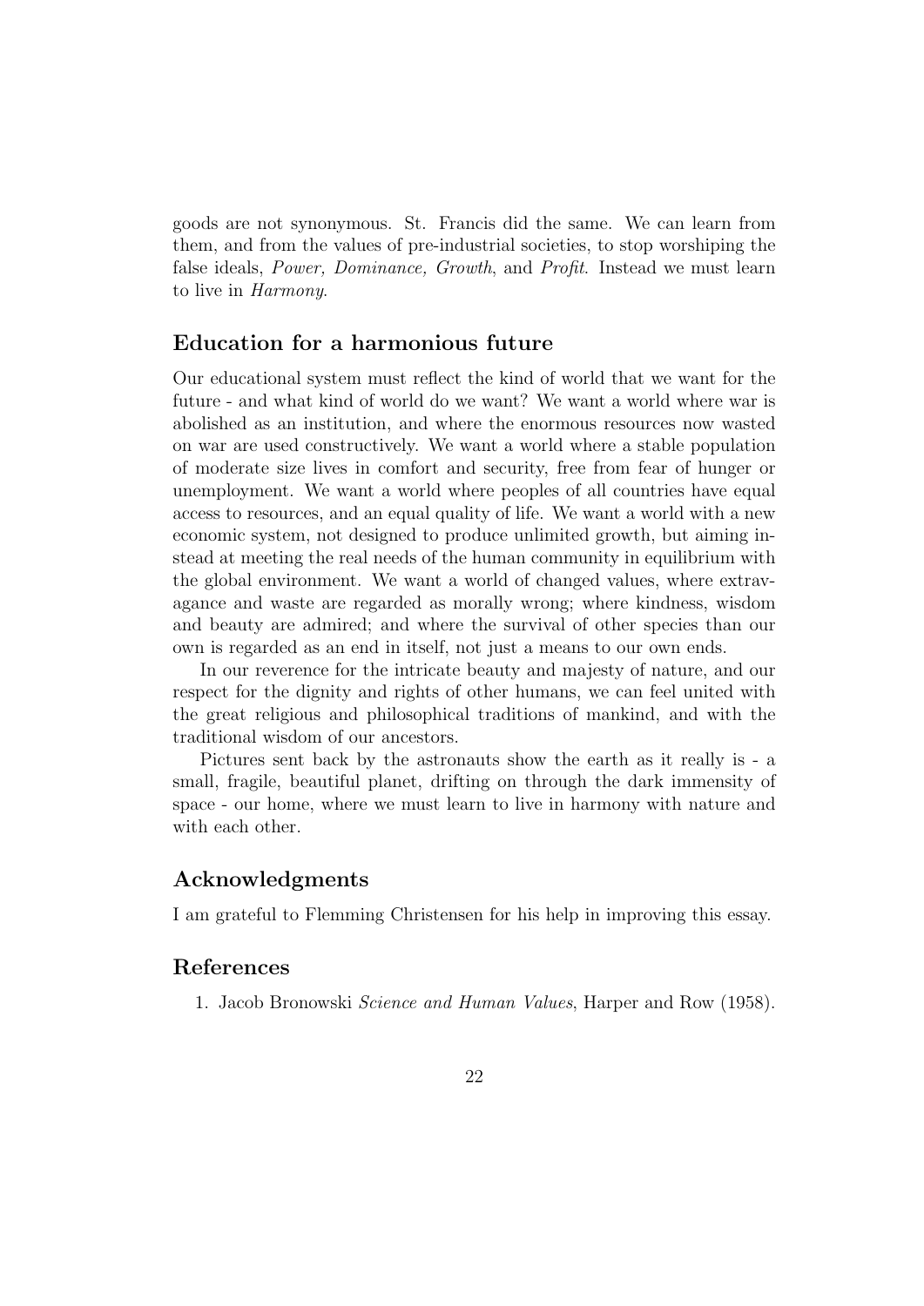goods are not synonymous. St. Francis did the same. We can learn from them, and from the values of pre-industrial societies, to stop worshiping the false ideals, *Power, Dominance, Growth*, and *Profit*. Instead we must learn to live in *Harmony*.

## Education for a harmonious future

Our educational system must reflect the kind of world that we want for the future - and what kind of world do we want? We want a world where war is abolished as an institution, and where the enormous resources now wasted on war are used constructively. We want a world where a stable population of moderate size lives in comfort and security, free from fear of hunger or unemployment. We want a world where peoples of all countries have equal access to resources, and an equal quality of life. We want a world with a new economic system, not designed to produce unlimited growth, but aiming instead at meeting the real needs of the human community in equilibrium with the global environment. We want a world of changed values, where extravagance and waste are regarded as morally wrong; where kindness, wisdom and beauty are admired; and where the survival of other species than our own is regarded as an end in itself, not just a means to our own ends.

In our reverence for the intricate beauty and majesty of nature, and our respect for the dignity and rights of other humans, we can feel united with the great religious and philosophical traditions of mankind, and with the traditional wisdom of our ancestors.

Pictures sent back by the astronauts show the earth as it really is - a small, fragile, beautiful planet, drifting on through the dark immensity of space - our home, where we must learn to live in harmony with nature and with each other.

## Acknowledgments

I am grateful to Flemming Christensen for his help in improving this essay.

## References

1. Jacob Bronowski *Science and Human Values*, Harper and Row (1958).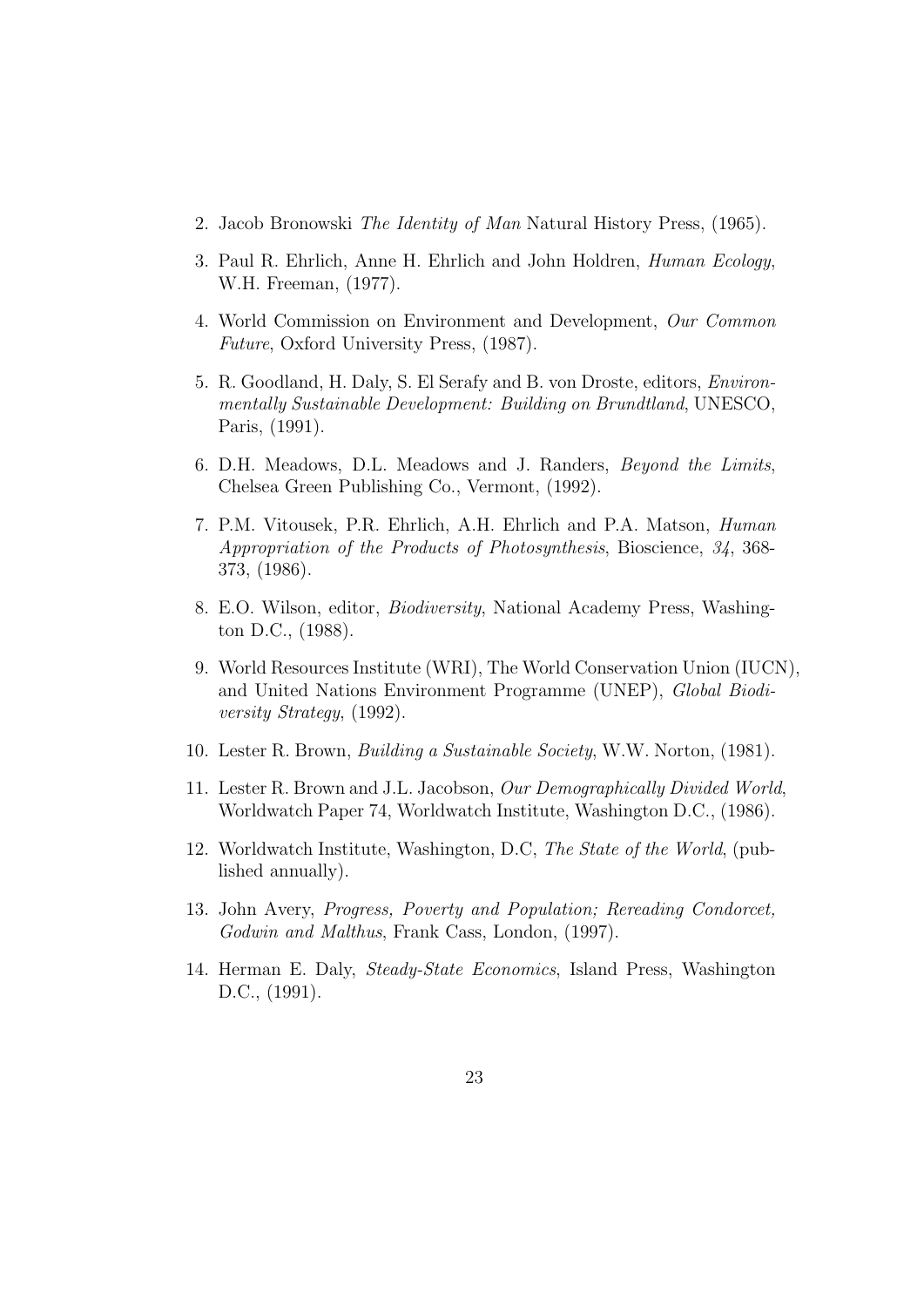2. Jacob Bronowski *The Identity of Man* Natural History Press, (1965).
3. Paul R. Ehrlich, Anne H. Ehrlich and John Holdren, *Human Ecology*, W.H. Freeman, (1977).
4. World Commission on Environment and Development, *Our Common Future*, Oxford University Press, (1987).
5. R. Goodland, H. Daly, S. El Serafy and B. von Droste, editors, *Environmentally Sustainable Development: Building on Brundtland*, UNESCO, Paris, (1991).
6. D.H. Meadows, D.L. Meadows and J. Randers, *Beyond the Limits*, Chelsea Green Publishing Co., Vermont, (1992).
7. P.M. Vitousek, P.R. Ehrlich, A.H. Ehrlich and P.A. Matson, *Human Appropriation of the Products of Photosynthesis*, Bioscience, *34*, 368-373, (1986).
8. E.O. Wilson, editor, *Biodiversity*, National Academy Press, Washington D.C., (1988).
9. World Resources Institute (WRI), The World Conservation Union (IUCN), and United Nations Environment Programme (UNEP), *Global Biodiversity Strategy*, (1992).
10. Lester R. Brown, *Building a Sustainable Society*, W.W. Norton, (1981).
11. Lester R. Brown and J.L. Jacobson, *Our Demographically Divided World*, Worldwatch Paper 74, Worldwatch Institute, Washington D.C., (1986).
12. Worldwatch Institute, Washington, D.C, *The State of the World*, (published annually).
13. John Avery, *Progress, Poverty and Population; Rereading Condorcet, Godwin and Malthus*, Frank Cass, London, (1997).
14. Herman E. Daly, *Steady-State Economics*, Island Press, Washington D.C., (1991).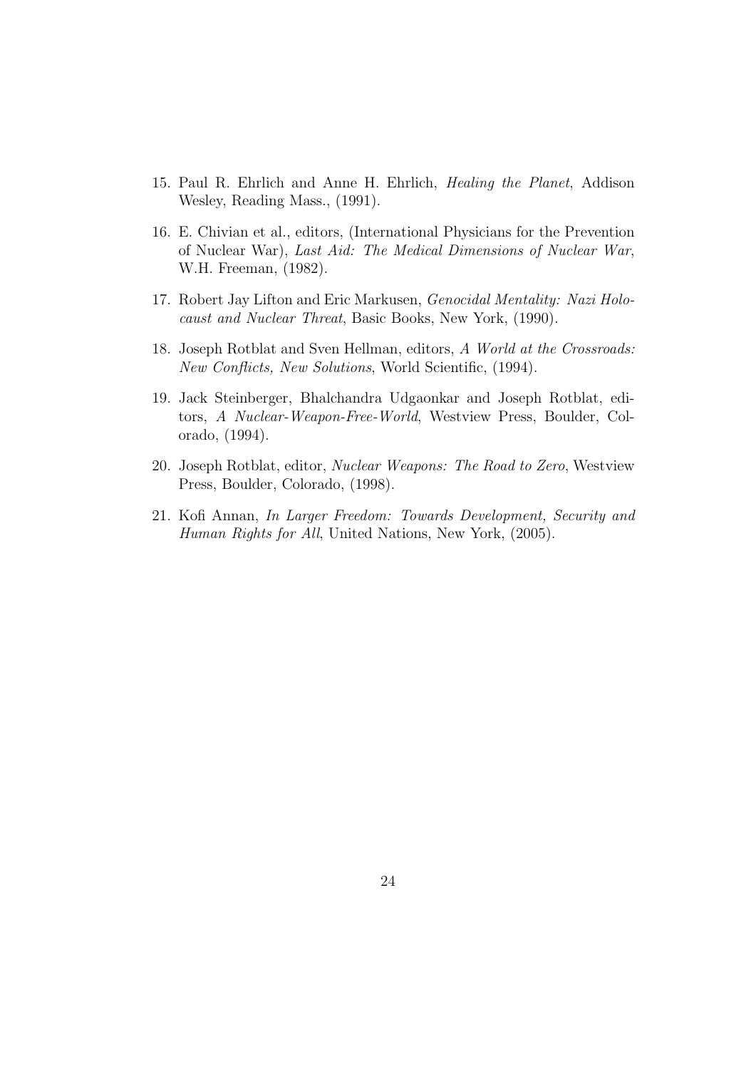15. Paul R. Ehrlich and Anne H. Ehrlich, *Healing the Planet*, Addison Wesley, Reading Mass., (1991).

16. E. Chivian et al., editors, (International Physicians for the Prevention of Nuclear War), *Last Aid: The Medical Dimensions of Nuclear War*, W.H. Freeman, (1982).

17. Robert Jay Lifton and Eric Markusen, *Genocidal Mentality: Nazi Holocaust and Nuclear Threat*, Basic Books, New York, (1990).

18. Joseph Rotblat and Sven Hellman, editors, *A World at the Crossroads: New Conflicts, New Solutions*, World Scientific, (1994).

19. Jack Steinberger, Bhalchandra Udgaonkar and Joseph Rotblat, editors, *A Nuclear-Weapon-Free-World*, Westview Press, Boulder, Colorado, (1994).

20. Joseph Rotblat, editor, *Nuclear Weapons: The Road to Zero*, Westview Press, Boulder, Colorado, (1998).

21. Kofi Annan, *In Larger Freedom: Towards Development, Security and Human Rights for All*, United Nations, New York, (2005).